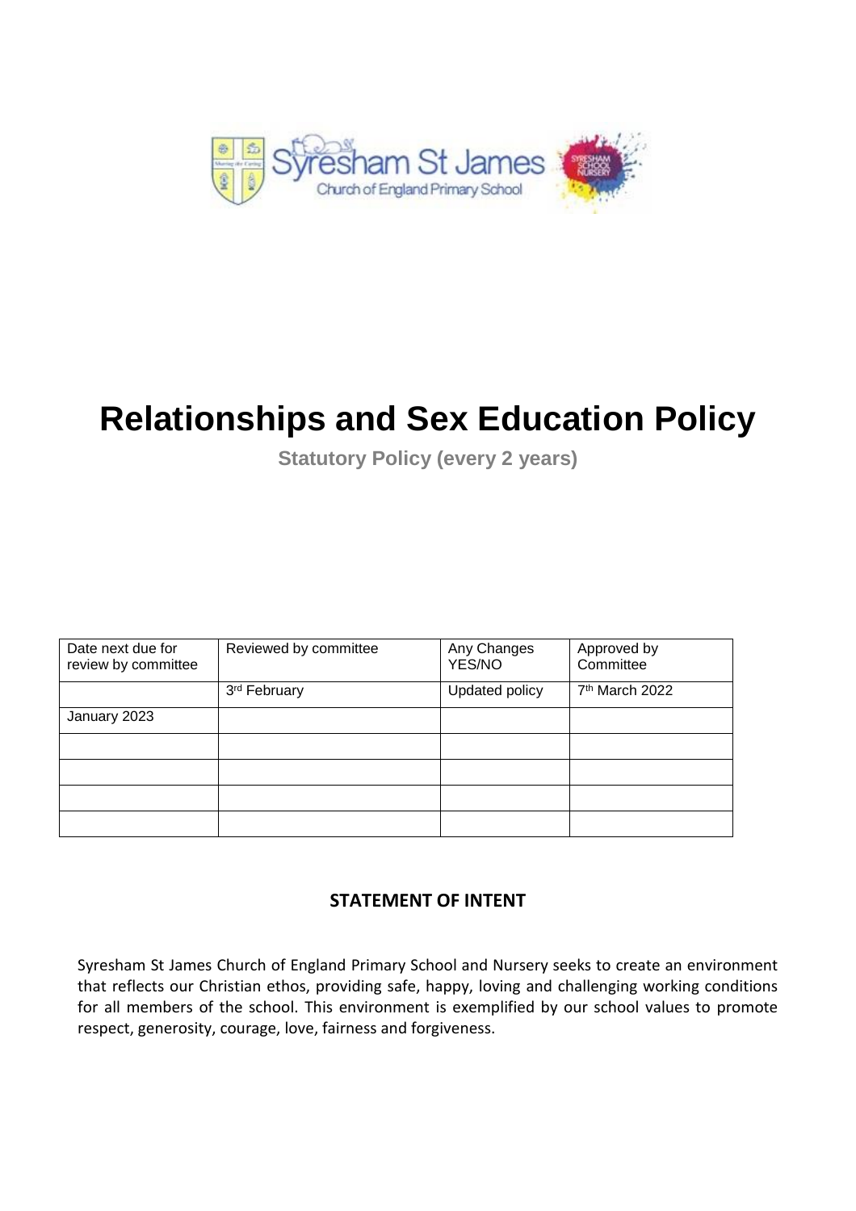# Relationships and Sex Education Policy

**Statutory Policy (every 2 years)**

| Date next due for review by committee | Reviewed by committee | Any Changes YES/NO | Approved by Committee |
|---|---|---|---|
| | 3rd February | Updated policy | 7th March 2022 |
| January 2023 | | | |
| | | | |
| | | | |
| | | | |
| | | | |

## STATEMENT OF INTENT

Syresham St James Church of England Primary School and Nursery seeks to create an environment that reflects our Christian ethos, providing safe, happy, loving and challenging working conditions for all members of the school. This environment is exemplified by our school values to promote respect, generosity, courage, love, fairness and forgiveness.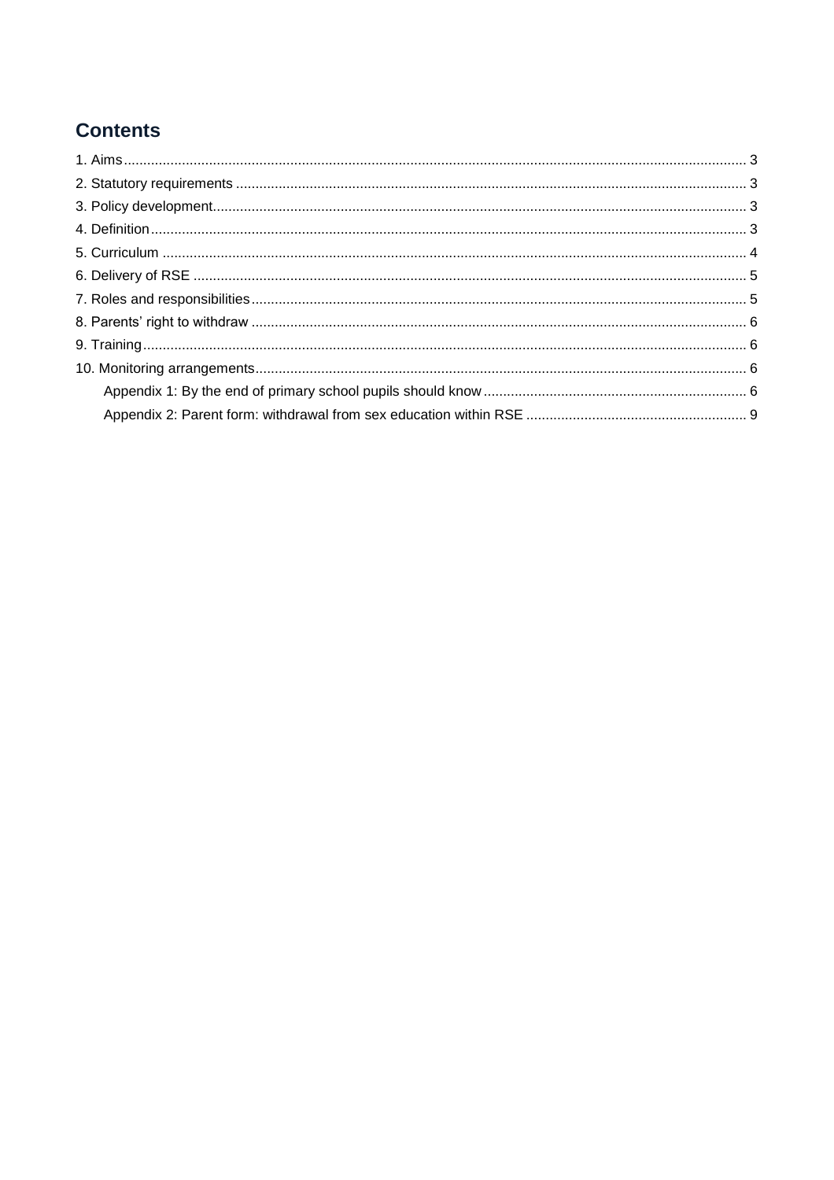## Contents

1. Aims ..... 3
2. Statutory requirements ..... 3
3. Policy development ..... 3
4. Definition ..... 3
5. Curriculum ..... 4
6. Delivery of RSE ..... 5
7. Roles and responsibilities ..... 5
8. Parents' right to withdraw ..... 6
9. Training ..... 6
10. Monitoring arrangements ..... 6
    - Appendix 1: By the end of primary school pupils should know ..... 6
    - Appendix 2: Parent form: withdrawal from sex education within RSE ..... 9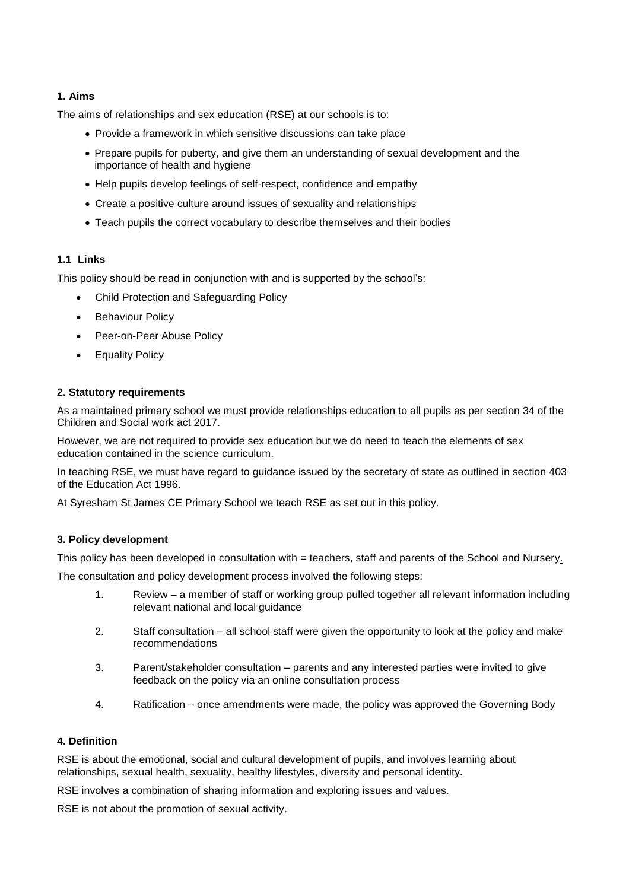### 1. Aims

The aims of relationships and sex education (RSE) at our schools is to:

- Provide a framework in which sensitive discussions can take place
- Prepare pupils for puberty, and give them an understanding of sexual development and the importance of health and hygiene
- Help pupils develop feelings of self-respect, confidence and empathy
- Create a positive culture around issues of sexuality and relationships
- Teach pupils the correct vocabulary to describe themselves and their bodies

### 1.1 Links

This policy should be read in conjunction with and is supported by the school's:

- Child Protection and Safeguarding Policy
- Behaviour Policy
- Peer-on-Peer Abuse Policy
- Equality Policy

### 2. Statutory requirements

As a maintained primary school we must provide relationships education to all pupils as per section 34 of the Children and Social work act 2017.

However, we are not required to provide sex education but we do need to teach the elements of sex education contained in the science curriculum.

In teaching RSE, we must have regard to guidance issued by the secretary of state as outlined in section 403 of the Education Act 1996.

At Syresham St James CE Primary School we teach RSE as set out in this policy.

### 3. Policy development

This policy has been developed in consultation with = teachers, staff and parents of the School and Nursery.

The consultation and policy development process involved the following steps:

1. Review – a member of staff or working group pulled together all relevant information including relevant national and local guidance
2. Staff consultation – all school staff were given the opportunity to look at the policy and make recommendations
3. Parent/stakeholder consultation – parents and any interested parties were invited to give feedback on the policy via an online consultation process
4. Ratification – once amendments were made, the policy was approved the Governing Body

### 4. Definition

RSE is about the emotional, social and cultural development of pupils, and involves learning about relationships, sexual health, sexuality, healthy lifestyles, diversity and personal identity.

RSE involves a combination of sharing information and exploring issues and values.

RSE is not about the promotion of sexual activity.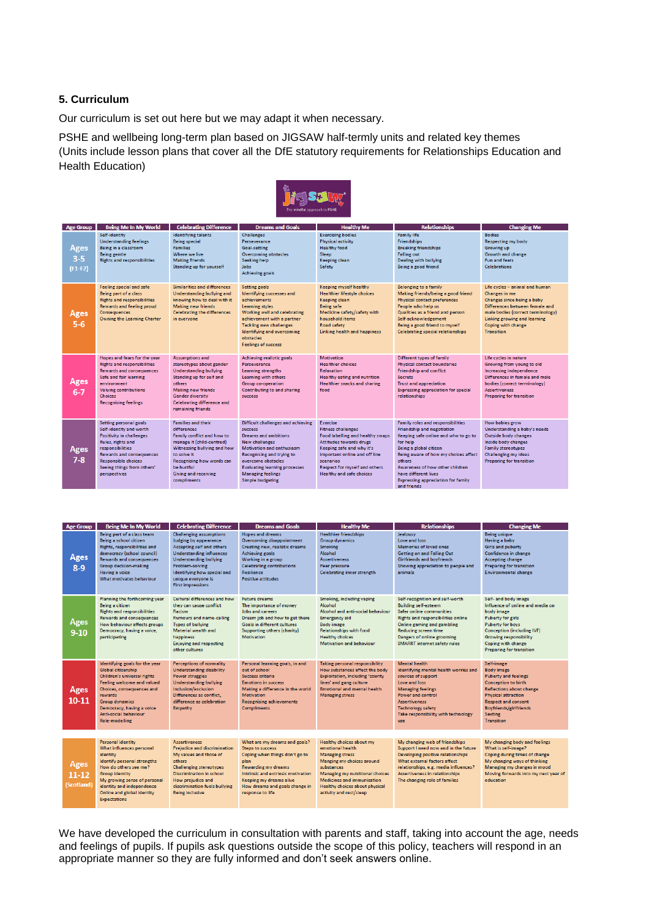## 5. Curriculum

Our curriculum is set out here but we may adapt it when necessary.

PSHE and wellbeing long-term plan based on JIGSAW half-termly units and related key themes (Units include lesson plans that cover all the DfE statutory requirements for Relationships Education and Health Education)

| Age Group | Being Me In My World | Celebrating Difference | Dreams and Goals | Healthy Me | Relationships | Changing Me |
|---|---|---|---|---|---|---|
| Ages 3-5 (F1-F2) | Self-identity<br>Understanding feelings<br>Being in a classroom<br>Being gentle<br>Rights and responsibilities | Identifying talents<br>Being special<br>Families<br>Where we live<br>Making friends<br>Standing up for yourself | Challenges<br>Perseverance<br>Goal-setting<br>Overcoming obstacles<br>Seeking help<br>Jobs<br>Achieving goals | Exercising bodies<br>Physical activity<br>Healthy food<br>Sleep<br>Keeping clean<br>Safety | Family life<br>Friendships<br>Breaking friendships<br>Falling out<br>Dealing with bullying<br>Being a good friend | Bodies<br>Respecting my body<br>Growing up<br>Growth and change<br>Fun and fears<br>Celebrations |
| Ages 5-6 | Feeling special and safe<br>Being part of a class<br>Rights and responsibilities<br>Rewards and feeling proud<br>Consequences<br>Owning the Learning Charter | Similarities and differences<br>Understanding bullying and knowing how to deal with it<br>Making new friends<br>Celebrating the differences in everyone | Setting goals<br>Identifying successes and achievements<br>Learning styles<br>Working well and celebrating achievement with a partner<br>Tackling new challenges<br>Identifying and overcoming obstacles<br>Feelings of success | Keeping myself healthy<br>Healthier lifestyle choices<br>Keeping clean<br>Being safe<br>Medicine safety/safety with household items<br>Road safety<br>Linking health and happiness | Belonging to a family<br>Making friends/being a good friend<br>Physical contact preferences<br>People who help us<br>Qualities as a friend and person<br>Self-acknowledgement<br>Being a good friend to myself<br>Celebrating special relationships | Life cycles – animal and human<br>Changes in me<br>Changes since being a baby<br>Differences between female and male bodies (correct terminology)<br>Linking growing and learning<br>Coping with change<br>Transition |
| Ages 6-7 | Hopes and fears for the year<br>Rights and responsibilities<br>Rewards and consequences<br>Safe and fair learning environment<br>Valuing contributions<br>Choices<br>Recognising feelings | Assumptions and stereotypes about gender<br>Understanding bullying<br>Standing up for self and others<br>Making new friends<br>Gender diversity<br>Celebrating difference and remaining friends | Achieving realistic goals<br>Perseverance<br>Learning strengths<br>Learning with others<br>Group co-operation<br>Contributing to and sharing success | Motivation<br>Healthier choices<br>Relaxation<br>Healthy eating and nutrition<br>Healthier snacks and sharing food | Different types of family<br>Physical contact boundaries<br>Friendship and conflict<br>Secrets<br>Trust and appreciation<br>Expressing appreciation for special relationships | Life cycles in nature<br>Growing from young to old<br>Increasing independence<br>Differences in female and male bodies (correct terminology)<br>Assertiveness<br>Preparing for transition |
| Ages 7-8 | Setting personal goals<br>Self-identity and worth<br>Positivity in challenges<br>Rules, rights and responsibilities<br>Rewards and consequences<br>Responsible choices<br>Seeing things from others' perspectives | Families and their differences<br>Family conflict and how to manage it (child-centred)<br>Witnessing bullying and how to solve it<br>Recognising how words can be hurtful<br>Giving and receiving compliments | Difficult challenges and achieving success<br>Dreams and ambitions<br>New challenges<br>Motivation and enthusiasm<br>Recognising and trying to overcome obstacles<br>Evaluating learning processes<br>Managing feelings<br>Simple budgeting | Exercise<br>Fitness challenges<br>Food labelling and healthy swaps<br>Attitudes towards drugs<br>Keeping safe and why it's important online and off line scenarios<br>Respect for myself and others<br>Healthy and safe choices | Family roles and responsibilities<br>Friendship and negotiation<br>Keeping safe online and who to go to for help<br>Being a global citizen<br>Being aware of how my choices affect others<br>Awareness of how other children have different lives<br>Expressing appreciation for family and friends | How babies grow<br>Understanding a baby's needs<br>Outside body changes<br>Inside body changes<br>Family stereotypes<br>Challenging my ideas<br>Preparing for transition |
| Ages 8-9 | Being part of a class team<br>Being a school citizen<br>Rights, responsibilities and democracy (school council)<br>Rewards and consequences<br>Group decision-making<br>Having a voice<br>What motivates behaviour | Challenging assumptions<br>Judging by appearance<br>Accepting self and others<br>Understanding influences<br>Understanding bullying<br>Problem-solving<br>Identifying how special and unique everyone is<br>First impressions | Hopes and dreams<br>Overcoming disappointment<br>Creating new, realistic dreams<br>Achieving goals<br>Working in a group<br>Celebrating contributions<br>Resilience<br>Positive attitudes | Healthier friendships<br>Group dynamics<br>Smoking<br>Alcohol<br>Assertiveness<br>Peer pressure<br>Celebrating inner strength | Jealousy<br>Love and loss<br>Memories of loved ones<br>Getting on and Falling Out<br>Girlfriends and boyfriends<br>Showing appreciation to people and animals | Being unique<br>Having a baby<br>Girls and puberty<br>Confidence in change<br>Accepting change<br>Preparing for transition<br>Environmental change |
| Ages 9-10 | Planning the forthcoming year<br>Being a citizen<br>Rights and responsibilities<br>Rewards and consequences<br>How behaviour affects groups<br>Democracy, having a voice, participating | Cultural differences and how they can cause conflict<br>Racism<br>Rumours and name-calling<br>Types of bullying<br>Material wealth and happiness<br>Enjoying and respecting other cultures | Future dreams<br>The importance of money<br>Jobs and careers<br>Dream job and how to get there<br>Goals in different cultures<br>Supporting others (charity)<br>Motivation | Smoking, including vaping<br>Alcohol<br>Alcohol and anti-social behaviour<br>Emergency aid<br>Body image<br>Relationships with food<br>Healthy choices<br>Motivation and behaviour | Self-recognition and self-worth<br>Building self-esteem<br>Safer online communities<br>Rights and responsibilities online<br>Online gaming and gambling<br>Reducing screen time<br>Dangers of online grooming<br>SMARRT internet safety rules | Self- and body image<br>Influence of online and media on body image<br>Puberty for girls<br>Puberty for boys<br>Conception (including IVF)<br>Growing responsibility<br>Coping with change<br>Preparing for transition |
| Ages 10-11 | Identifying goals for the year<br>Global citizenship<br>Children's universal rights<br>Feeling welcome and valued<br>Choices, consequences and rewards<br>Group dynamics<br>Democracy, having a voice<br>Anti-social behaviour<br>Role-modelling | Perceptions of normality<br>Understanding disability<br>Power struggles<br>Understanding bullying<br>Inclusion/exclusion<br>Differences as conflict, difference as celebration<br>Empathy | Personal learning goals, in and out of school<br>Success criteria<br>Emotions in success<br>Making a difference in the world<br>Motivation<br>Recognising achievements<br>Compliments | Taking personal responsibility<br>How substances affect the body<br>Exploitation, including 'county lines' and gang culture<br>Emotional and mental health<br>Managing stress | Mental health<br>Identifying mental health worries and sources of support<br>Love and loss<br>Managing feelings<br>Power and control<br>Assertiveness<br>Technology safety<br>Take responsibility with technology use | Self-image<br>Body image<br>Puberty and feelings<br>Conception to birth<br>Reflections about change<br>Physical attraction<br>Respect and consent<br>Boyfriends/girlfriends<br>Sexting<br>Transition |
| Ages 11-12 (Scotland) | Personal identity<br>What influences personal identity<br>Identify personal strengths<br>How do others see me?<br>Group identity<br>My growing sense of personal identity and independence<br>Online and global identity<br>Expectations | Assertiveness<br>Prejudice and discrimination<br>My values and those of others<br>Challenging stereotypes<br>Discrimination in school<br>How prejudice and discrimination fuels bullying<br>Being inclusive | What are my dreams and goals?<br>Steps to success<br>Coping when things don't go to plan<br>Rewarding my dreams<br>Intrinsic and extrinsic motivation<br>Keeping my dreams alive<br>How dreams and goals change in response to life | Healthy choices about my emotional health<br>Managing stress<br>Manging my choices around substances<br>Managing my nutritional choices<br>Medicines and immunisation<br>Healthy choices about physical activity and rest/sleep | My changing web of friendships<br>Support I need now and in the future<br>Developing positive relationships<br>What external factors affect relationships, e.g. media influences?<br>Assertiveness in relationships<br>The changing role of families | My changing body and feelings<br>What is self-image?<br>Coping during times of change<br>My changing ways of thinking<br>Managing my changes in mood<br>Moving forwards into my next year of education |

We have developed the curriculum in consultation with parents and staff, taking into account the age, needs and feelings of pupils. If pupils ask questions outside the scope of this policy, teachers will respond in an appropriate manner so they are fully informed and don't seek answers online.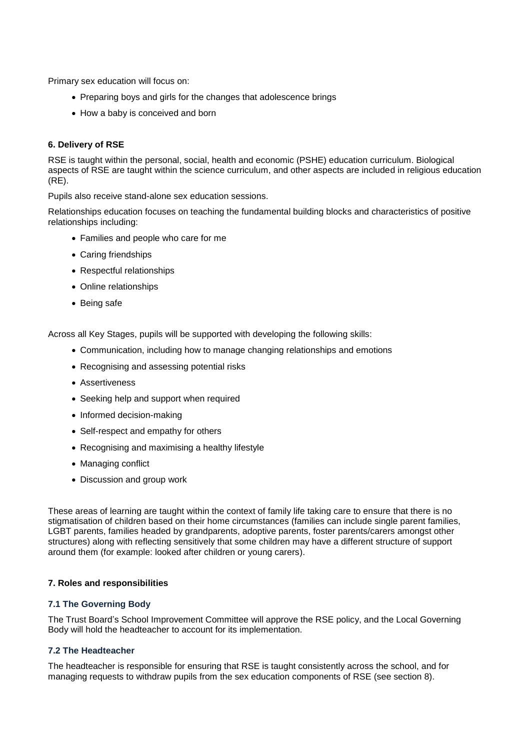Primary sex education will focus on:

- Preparing boys and girls for the changes that adolescence brings
- How a baby is conceived and born

### 6. Delivery of RSE

RSE is taught within the personal, social, health and economic (PSHE) education curriculum. Biological aspects of RSE are taught within the science curriculum, and other aspects are included in religious education (RE).

Pupils also receive stand-alone sex education sessions.

Relationships education focuses on teaching the fundamental building blocks and characteristics of positive relationships including:

- Families and people who care for me
- Caring friendships
- Respectful relationships
- Online relationships
- Being safe

Across all Key Stages, pupils will be supported with developing the following skills:

- Communication, including how to manage changing relationships and emotions
- Recognising and assessing potential risks
- Assertiveness
- Seeking help and support when required
- Informed decision-making
- Self-respect and empathy for others
- Recognising and maximising a healthy lifestyle
- Managing conflict
- Discussion and group work

These areas of learning are taught within the context of family life taking care to ensure that there is no stigmatisation of children based on their home circumstances (families can include single parent families, LGBT parents, families headed by grandparents, adoptive parents, foster parents/carers amongst other structures) along with reflecting sensitively that some children may have a different structure of support around them (for example: looked after children or young carers).

### 7. Roles and responsibilities

#### 7.1 The Governing Body

The Trust Board's School Improvement Committee will approve the RSE policy, and the Local Governing Body will hold the headteacher to account for its implementation.

#### 7.2 The Headteacher

The headteacher is responsible for ensuring that RSE is taught consistently across the school, and for managing requests to withdraw pupils from the sex education components of RSE (see section 8).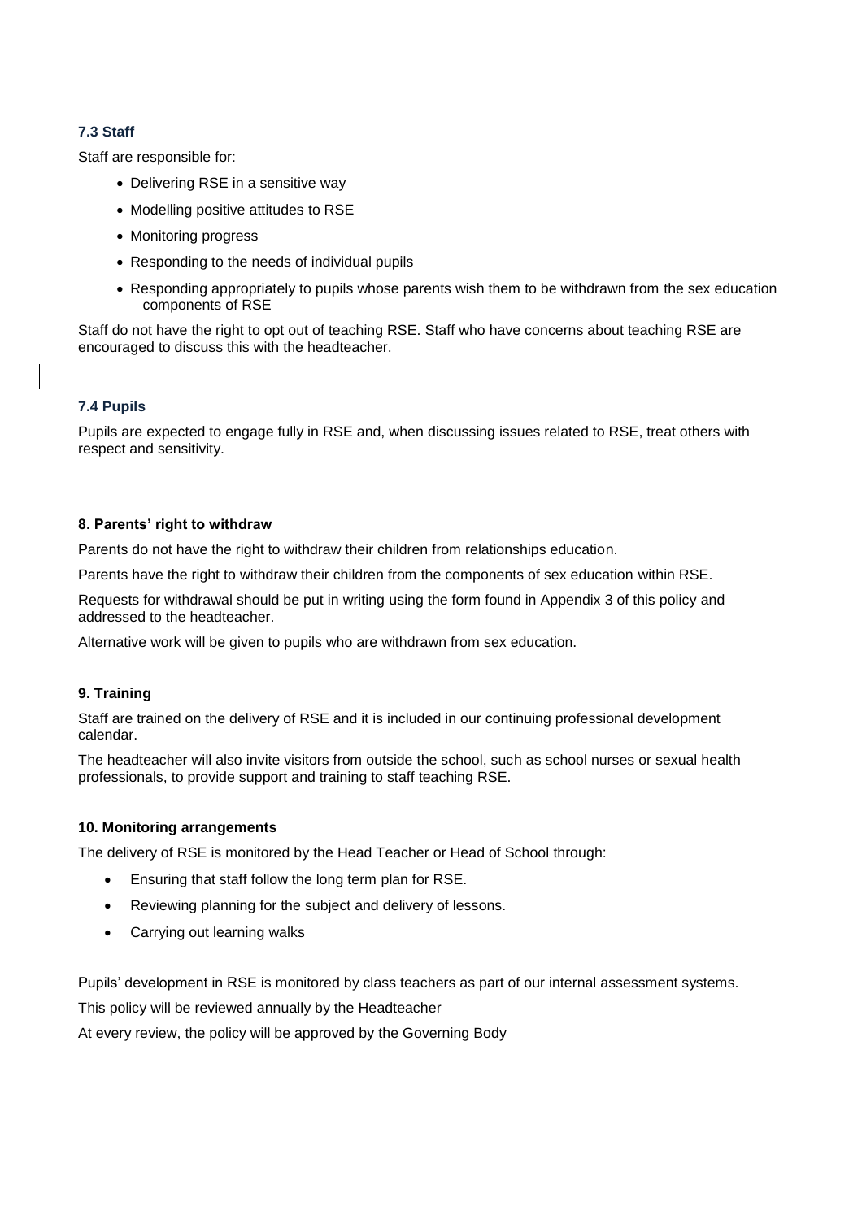### 7.3 Staff

Staff are responsible for:

- Delivering RSE in a sensitive way
- Modelling positive attitudes to RSE
- Monitoring progress
- Responding to the needs of individual pupils
- Responding appropriately to pupils whose parents wish them to be withdrawn from the sex education components of RSE

Staff do not have the right to opt out of teaching RSE. Staff who have concerns about teaching RSE are encouraged to discuss this with the headteacher.

### 7.4 Pupils

Pupils are expected to engage fully in RSE and, when discussing issues related to RSE, treat others with respect and sensitivity.

## 8. Parents' right to withdraw

Parents do not have the right to withdraw their children from relationships education.

Parents have the right to withdraw their children from the components of sex education within RSE.

Requests for withdrawal should be put in writing using the form found in Appendix 3 of this policy and addressed to the headteacher.

Alternative work will be given to pupils who are withdrawn from sex education.

## 9. Training

Staff are trained on the delivery of RSE and it is included in our continuing professional development calendar.

The headteacher will also invite visitors from outside the school, such as school nurses or sexual health professionals, to provide support and training to staff teaching RSE.

## 10. Monitoring arrangements

The delivery of RSE is monitored by the Head Teacher or Head of School through:

- Ensuring that staff follow the long term plan for RSE.
- Reviewing planning for the subject and delivery of lessons.
- Carrying out learning walks

Pupils' development in RSE is monitored by class teachers as part of our internal assessment systems.

This policy will be reviewed annually by the Headteacher

At every review, the policy will be approved by the Governing Body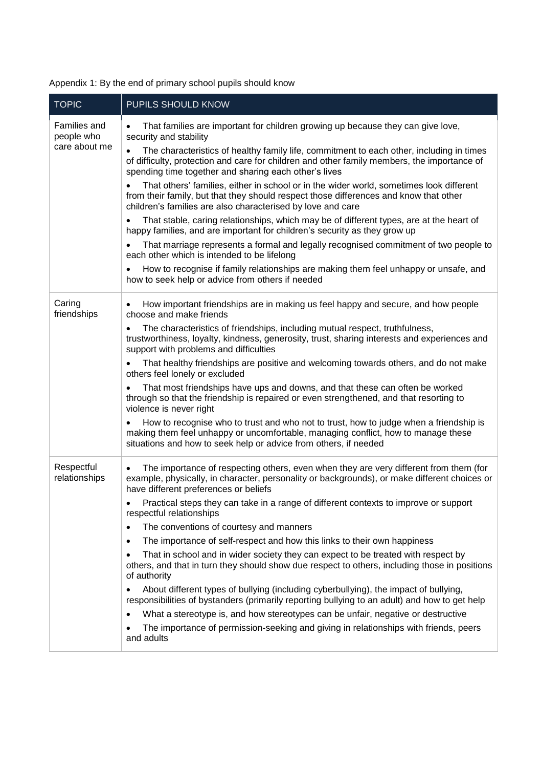Appendix 1: By the end of primary school pupils should know

| TOPIC | PUPILS SHOULD KNOW |
|---|---|
| Families and people who care about me | • That families are important for children growing up because they can give love, security and stability<br>• The characteristics of healthy family life, commitment to each other, including in times of difficulty, protection and care for children and other family members, the importance of spending time together and sharing each other's lives<br>• That others' families, either in school or in the wider world, sometimes look different from their family, but that they should respect those differences and know that other children's families are also characterised by love and care<br>• That stable, caring relationships, which may be of different types, are at the heart of happy families, and are important for children's security as they grow up<br>• That marriage represents a formal and legally recognised commitment of two people to each other which is intended to be lifelong<br>• How to recognise if family relationships are making them feel unhappy or unsafe, and how to seek help or advice from others if needed |
| Caring friendships | • How important friendships are in making us feel happy and secure, and how people choose and make friends<br>• The characteristics of friendships, including mutual respect, truthfulness, trustworthiness, loyalty, kindness, generosity, trust, sharing interests and experiences and support with problems and difficulties<br>• That healthy friendships are positive and welcoming towards others, and do not make others feel lonely or excluded<br>• That most friendships have ups and downs, and that these can often be worked through so that the friendship is repaired or even strengthened, and that resorting to violence is never right<br>• How to recognise who to trust and who not to trust, how to judge when a friendship is making them feel unhappy or uncomfortable, managing conflict, how to manage these situations and how to seek help or advice from others, if needed |
| Respectful relationships | • The importance of respecting others, even when they are very different from them (for example, physically, in character, personality or backgrounds), or make different choices or have different preferences or beliefs<br>• Practical steps they can take in a range of different contexts to improve or support respectful relationships<br>• The conventions of courtesy and manners<br>• The importance of self-respect and how this links to their own happiness<br>• That in school and in wider society they can expect to be treated with respect by others, and that in turn they should show due respect to others, including those in positions of authority<br>• About different types of bullying (including cyberbullying), the impact of bullying, responsibilities of bystanders (primarily reporting bullying to an adult) and how to get help<br>• What a stereotype is, and how stereotypes can be unfair, negative or destructive<br>• The importance of permission-seeking and giving in relationships with friends, peers and adults |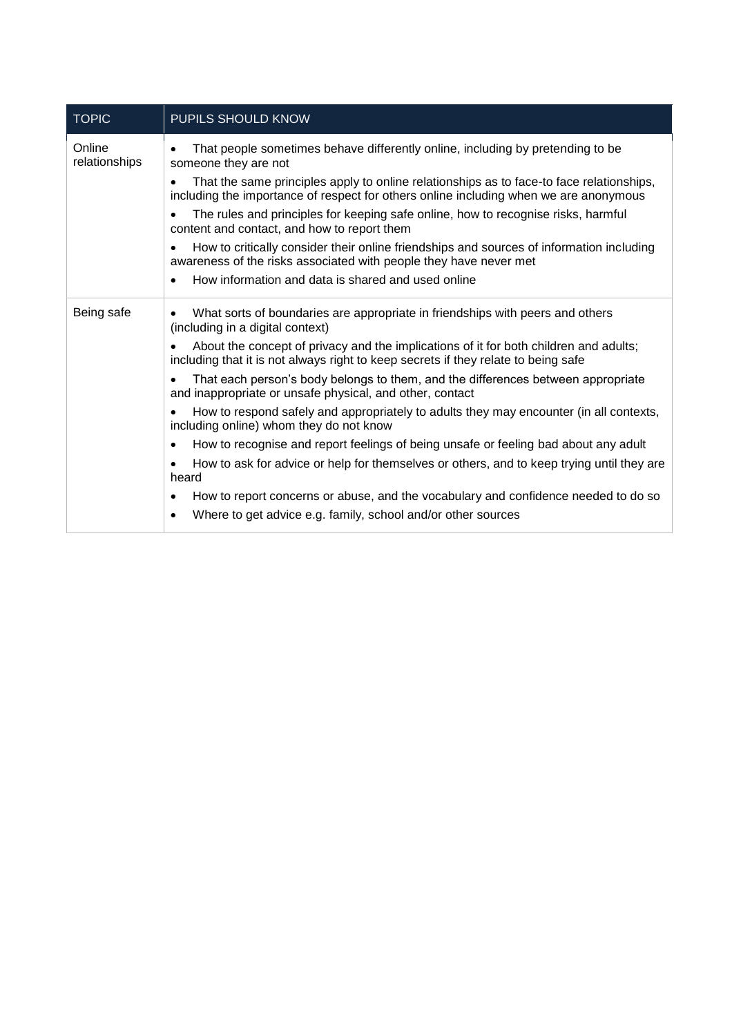| TOPIC | PUPILS SHOULD KNOW |
|---|---|
| Online relationships | • That people sometimes behave differently online, including by pretending to be someone they are not<br>• That the same principles apply to online relationships as to face-to face relationships, including the importance of respect for others online including when we are anonymous<br>• The rules and principles for keeping safe online, how to recognise risks, harmful content and contact, and how to report them<br>• How to critically consider their online friendships and sources of information including awareness of the risks associated with people they have never met<br>• How information and data is shared and used online |
| Being safe | • What sorts of boundaries are appropriate in friendships with peers and others (including in a digital context)<br>• About the concept of privacy and the implications of it for both children and adults; including that it is not always right to keep secrets if they relate to being safe<br>• That each person's body belongs to them, and the differences between appropriate and inappropriate or unsafe physical, and other, contact<br>• How to respond safely and appropriately to adults they may encounter (in all contexts, including online) whom they do not know<br>• How to recognise and report feelings of being unsafe or feeling bad about any adult<br>• How to ask for advice or help for themselves or others, and to keep trying until they are heard<br>• How to report concerns or abuse, and the vocabulary and confidence needed to do so<br>• Where to get advice e.g. family, school and/or other sources |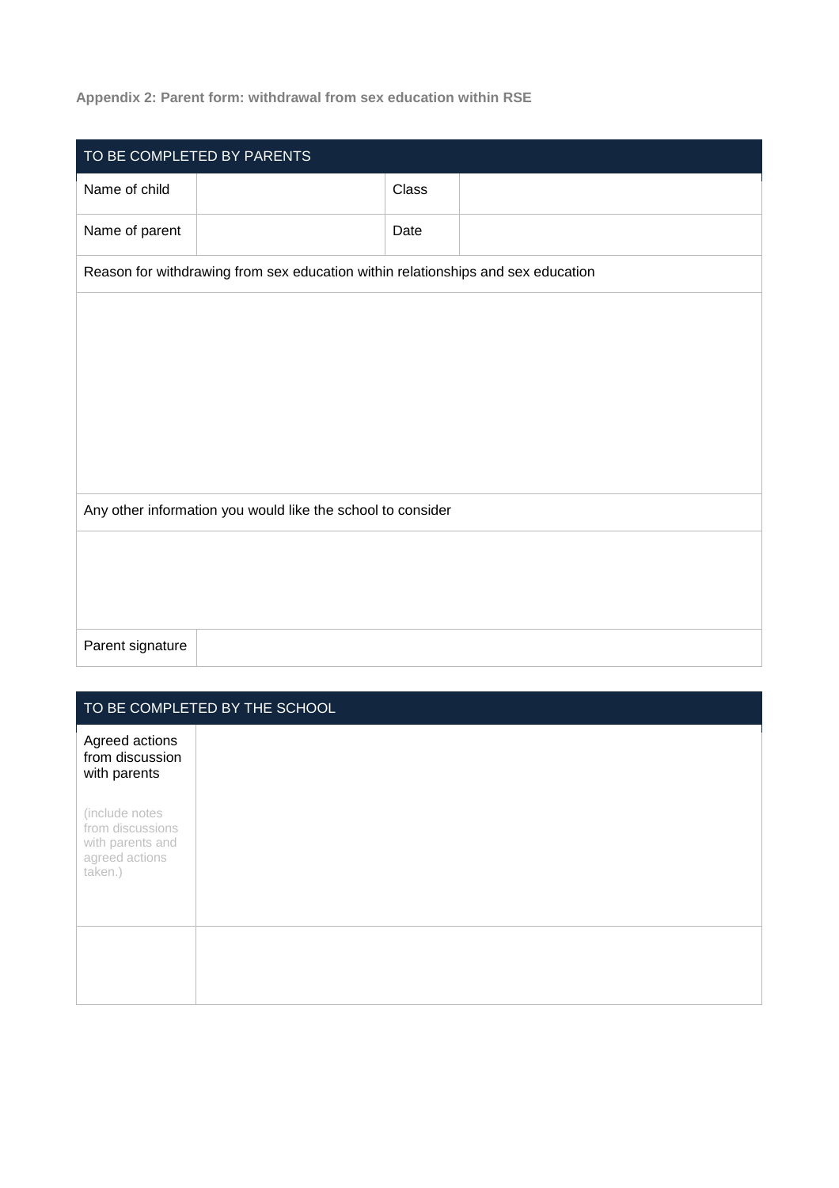**Appendix 2: Parent form: withdrawal from sex education within RSE**

| TO BE COMPLETED BY PARENTS | | | |
|---|---|---|---|
| Name of child | | Class | |
| Name of parent | | Date | |
| Reason for withdrawing from sex education within relationships and sex education | | | |
| | | | |
| Any other information you would like the school to consider | | | |
| | | | |
| Parent signature | | | |

| TO BE COMPLETED BY THE SCHOOL | |
|---|---|
| Agreed actions from discussion with parents<br><br>(include notes from discussions with parents and agreed actions taken.) | |
| | |